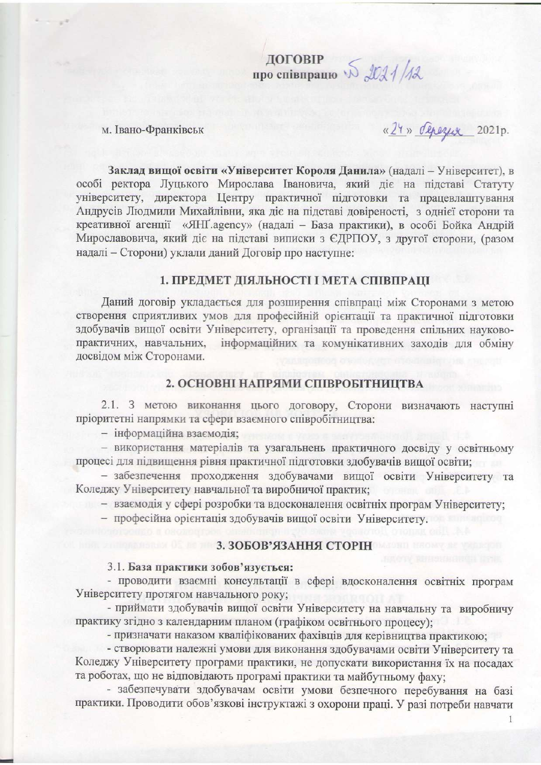# ДОГОВІР
## про співпрацю № 2021/12

м. Івано-Франківськ «24» березня 2021р.

**Заклад вищої освіти «Університет Короля Данила»** (надалі – Університет), в особі ректора Луцького Мирослава Івановича, який діє на підставі Статуту університету, директора Центру практичної підготовки та працевлаштування Андрусів Людмили Михайлівни, яка діє на підставі довіреності, з однієї сторони та креативної агенції «ЯНҐ.agency» (надалі – База практики), в особі Бойка Андрій Мирославовича, який діє на підставі виписки з ЄДРПОУ, з другої сторони, (разом надалі – Сторони) уклали даний Договір про наступне:

## 1. ПРЕДМЕТ ДІЯЛЬНОСТІ І МЕТА СПІВПРАЦІ

Даний договір укладається для розширення співпраці між Сторонами з метою створення сприятливих умов для професійній орієнтації та практичної підготовки здобувачів вищої освіти Університету, організації та проведення спільних науково-практичних, навчальних, інформаційних та комунікативних заходів для обміну досвідом між Сторонами.

## 2. ОСНОВНІ НАПРЯМИ СПІВРОБІТНИЦТВА

2.1. З метою виконання цього договору, Сторони визначають наступні пріоритетні напрямки та сфери взаємного співробітництва:

– інформаційна взаємодія;

– використання матеріалів та узагальнень практичного досвіду у освітньому процесі для підвищення рівня практичної підготовки здобувачів вищої освіти;

– забезпечення проходження здобувачами вищої освіти Університету та Коледжу Університету навчальної та виробничої практик;

– взаємодія у сфері розробки та вдосконалення освітніх програм Університету;

– професійна орієнтація здобувачів вищої освіти Університету.

## 3. ЗОБОВ'ЯЗАННЯ СТОРІН

3.1. **База практики зобов'язується:**

- проводити взаємні консультації в сфері вдосконалення освітніх програм Університету протягом навчального року;

- приймати здобувачів вищої освіти Університету на навчальну та виробничу практику згідно з календарним планом (графіком освітнього процесу);

- призначати наказом кваліфікованих фахівців для керівництва практикою;

- створювати належні умови для виконання здобувачами освіти Університету та Коледжу Університету програми практики, не допускати використання їх на посадах та роботах, що не відповідають програмі практики та майбутньому фаху;

- забезпечувати здобувачам освіти умови безпечного перебування на базі практики. Проводити обов'язкові інструктажі з охорони праці. У разі потреби навчати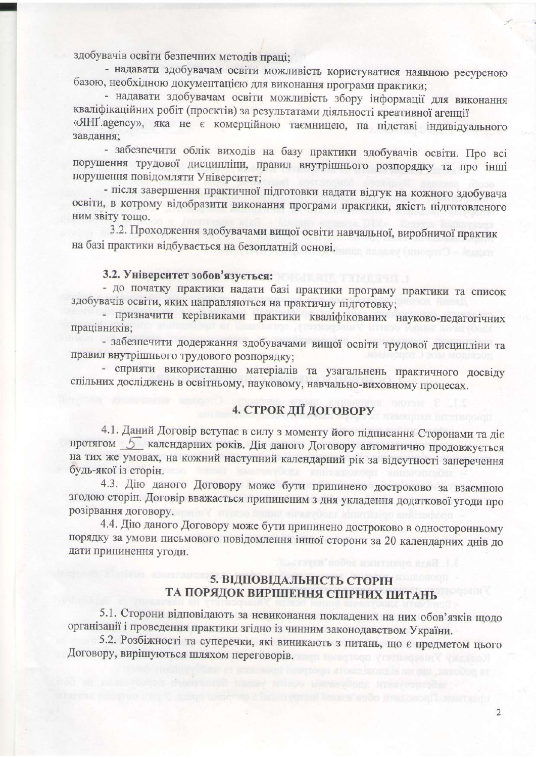здобувачів освіти безпечних методів праці;

- надавати здобувачам освіти можливість користуватися наявною ресурсною базою, необхідною документацією для виконання програми практики;
- надавати здобувачам освіти можливість збору інформації для виконання кваліфікаційних робіт (проєктів) за результатами діяльності креативної агенції «ЯНГ.agency», яка не є комерційною таємницею, на підставі індивідуального завдання;
- забезпечити облік виходів на базу практики здобувачів освіти. Про всі порушення трудової дисципліни, правил внутрішнього розпорядку та про інші порушення повідомляти Університет;
- після завершення практичної підготовки надати відгук на кожного здобувача освіти, в котрому відобразити виконання програми практики, якість підготовленого ним звіту тощо.

3.2. Проходження здобувачами вищої освіти навчальної, виробничої практик на базі практики відбувається на безоплатній основі.

**3.2. Університет зобов'язується:**

- до початку практики надати базі практики програму практики та список здобувачів освіти, яких направляються на практичну підготовку;
- призначити керівниками практики кваліфікованих науково-педагогічних працівників;
- забезпечити додержання здобувачами вищої освіти трудової дисципліни та правил внутрішнього трудового розпорядку;
- сприяти використанню матеріалів та узагальнень практичного досвіду спільних досліджень в освітньому, науковому, навчально-виховному процесах.

## 4. СТРОК ДІЇ ДОГОВОРУ

4.1. Даний Договір вступає в силу з моменту його підписання Сторонами та діє протягом 5 календарних років. Дія даного Договору автоматично продовжується на тих же умовах, на кожний наступний календарний рік за відсутності заперечення будь-якої із сторін.

4.3. Дію даного Договору може бути припинено достроково за взаємною згодою сторін. Договір вважається припиненим з дня укладення додаткової угоди про розірвання договору.

4.4. Дію даного Договору може бути припинено достроково в односторонньому порядку за умови письмового повідомлення іншої сторони за 20 календарних днів до дати припинення угоди.

## 5. ВІДПОВІДАЛЬНІСТЬ СТОРІН ТА ПОРЯДОК ВИРІШЕННЯ СПІРНИХ ПИТАНЬ

5.1. Сторони відповідають за невиконання покладених на них обов'язків щодо організації і проведення практики згідно із чинним законодавством України.

5.2. Розбіжності та суперечки, які виникають з питань, що є предметом цього Договору, вирішуються шляхом переговорів.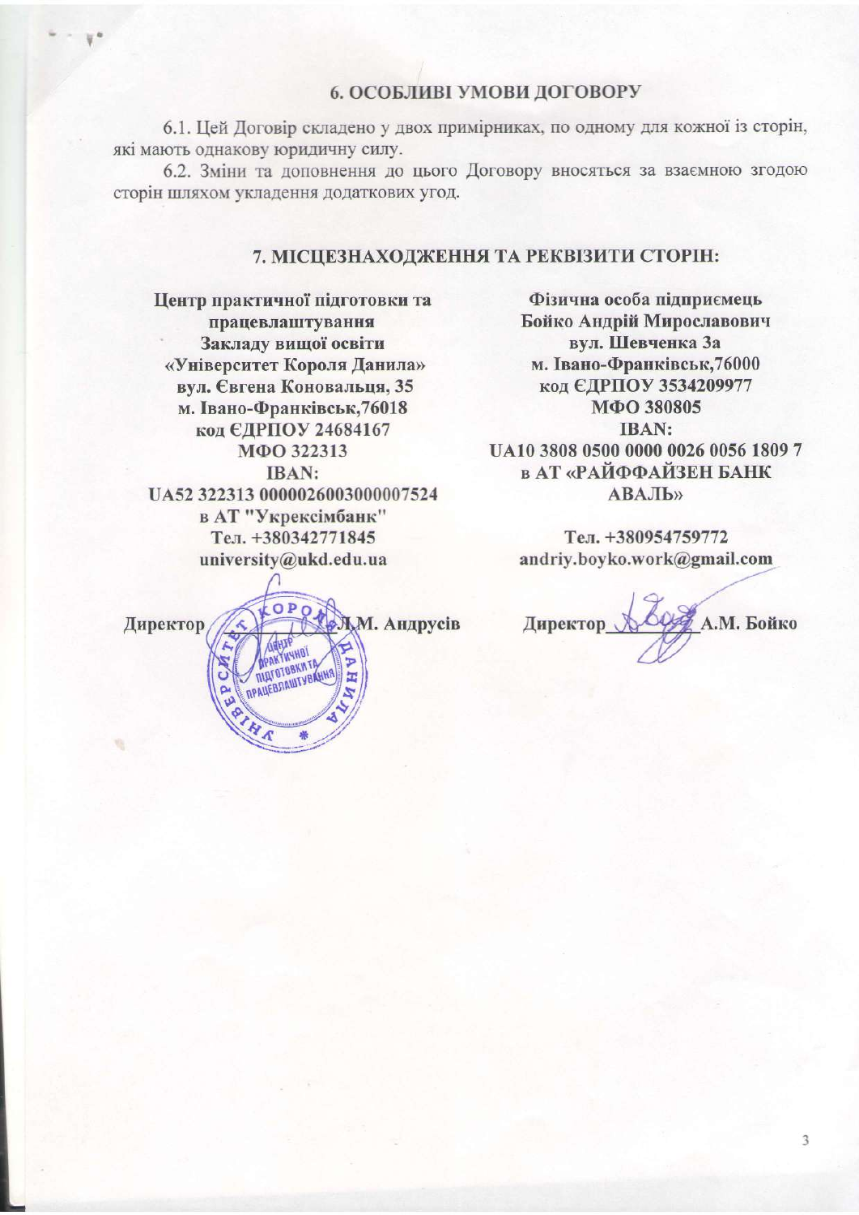## 6. ОСОБЛИВІ УМОВИ ДОГОВОРУ

6.1. Цей Договір складено у двох примірниках, по одному для кожної із сторін, які мають однакову юридичну силу.

6.2. Зміни та доповнення до цього Договору вносяться за взаємною згодою сторін шляхом укладення додаткових угод.

## 7. МІСЦЕЗНАХОДЖЕННЯ ТА РЕКВІЗИТИ СТОРІН:

**Центр практичної підготовки та працевлаштування Закладу вищої освіти «Університет Короля Данила»**
**вул. Євгена Коновальця, 35**
**м. Івано-Франківськ,76018**
**код ЄДРПОУ 24684167**
**МФО 322313**
**IBAN:**
**UA52 322313 0000026003000007524**
**в АТ "Укрексімбанк"**
**Тел. +380342771845**
**university@ukd.edu.ua**

**Директор ____________ Л.М. Андрусів**

**Фізична особа підприємець Бойко Андрій Мирославович**
**вул. Шевченка 3а**
**м. Івано-Франківськ,76000**
**код ЄДРПОУ 3534209977**
**МФО 380805**
**IBAN:**
**UA10 3808 0500 0000 0026 0056 1809 7**
**в АТ «РАЙФФАЙЗЕН БАНК АВАЛЬ»**

**Тел. +380954759772**
**andriy.boyko.work@gmail.com**

**Директор ____________ А.М. Бойко**